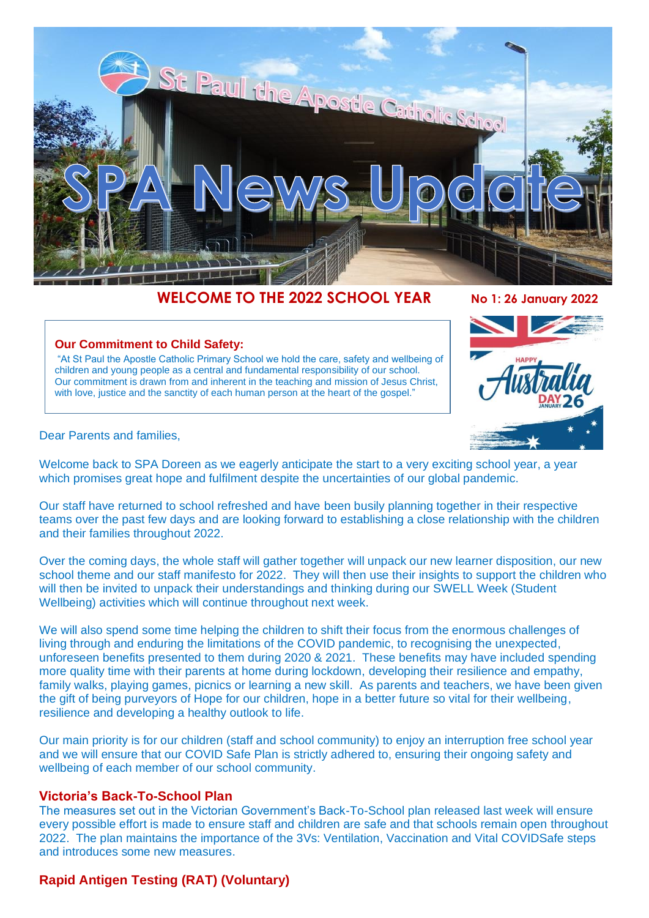# SPA News Update

St Paul the Apostle Catholic School

## WELCOME TO THE 2022 SCHOOL YEAR

**No 1: 26 January 2022**

> **Our Commitment to Child Safety:**
> "At St Paul the Apostle Catholic Primary School we hold the care, safety and wellbeing of children and young people as a central and fundamental responsibility of our school. Our commitment is drawn from and inherent in the teaching and mission of Jesus Christ, with love, justice and the sanctity of each human person at the heart of the gospel."

Dear Parents and families,

Welcome back to SPA Doreen as we eagerly anticipate the start to a very exciting school year, a year which promises great hope and fulfilment despite the uncertainties of our global pandemic.

Our staff have returned to school refreshed and have been busily planning together in their respective teams over the past few days and are looking forward to establishing a close relationship with the children and their families throughout 2022.

Over the coming days, the whole staff will gather together will unpack our new learner disposition, our new school theme and our staff manifesto for 2022. They will then use their insights to support the children who will then be invited to unpack their understandings and thinking during our SWELL Week (Student Wellbeing) activities which will continue throughout next week.

We will also spend some time helping the children to shift their focus from the enormous challenges of living through and enduring the limitations of the COVID pandemic, to recognising the unexpected, unforeseen benefits presented to them during 2020 & 2021. These benefits may have included spending more quality time with their parents at home during lockdown, developing their resilience and empathy, family walks, playing games, picnics or learning a new skill. As parents and teachers, we have been given the gift of being purveyors of Hope for our children, hope in a better future so vital for their wellbeing, resilience and developing a healthy outlook to life.

Our main priority is for our children (staff and school community) to enjoy an interruption free school year and we will ensure that our COVID Safe Plan is strictly adhered to, ensuring their ongoing safety and wellbeing of each member of our school community.

### Victoria's Back-To-School Plan

The measures set out in the Victorian Government's Back-To-School plan released last week will ensure every possible effort is made to ensure staff and children are safe and that schools remain open throughout 2022. The plan maintains the importance of the 3Vs: Ventilation, Vaccination and Vital COVIDSafe steps and introduces some new measures.

### Rapid Antigen Testing (RAT) (Voluntary)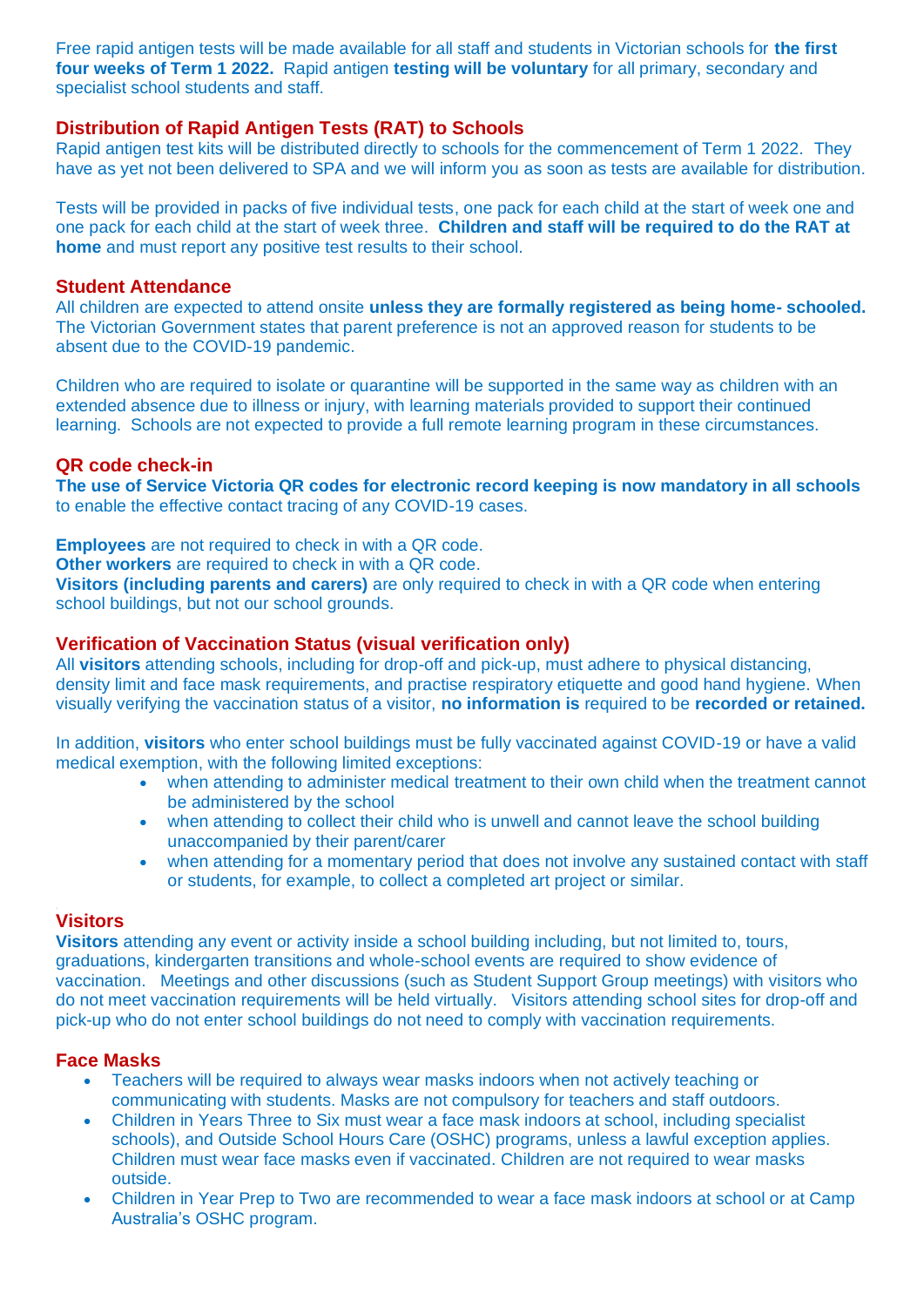Free rapid antigen tests will be made available for all staff and students in Victorian schools for **the first four weeks of Term 1 2022.** Rapid antigen **testing will be voluntary** for all primary, secondary and specialist school students and staff.

## Distribution of Rapid Antigen Tests (RAT) to Schools

Rapid antigen test kits will be distributed directly to schools for the commencement of Term 1 2022. They have as yet not been delivered to SPA and we will inform you as soon as tests are available for distribution.

Tests will be provided in packs of five individual tests, one pack for each child at the start of week one and one pack for each child at the start of week three. **Children and staff will be required to do the RAT at home** and must report any positive test results to their school.

## Student Attendance

All children are expected to attend onsite **unless they are formally registered as being home- schooled.** The Victorian Government states that parent preference is not an approved reason for students to be absent due to the COVID-19 pandemic.

Children who are required to isolate or quarantine will be supported in the same way as children with an extended absence due to illness or injury, with learning materials provided to support their continued learning. Schools are not expected to provide a full remote learning program in these circumstances.

## QR code check-in

**The use of Service Victoria QR codes for electronic record keeping is now mandatory in all schools** to enable the effective contact tracing of any COVID-19 cases.

**Employees** are not required to check in with a QR code.
**Other workers** are required to check in with a QR code.
**Visitors (including parents and carers)** are only required to check in with a QR code when entering school buildings, but not our school grounds.

## Verification of Vaccination Status (visual verification only)

All **visitors** attending schools, including for drop-off and pick-up, must adhere to physical distancing, density limit and face mask requirements, and practise respiratory etiquette and good hand hygiene. When visually verifying the vaccination status of a visitor, **no information is** required to be **recorded or retained.**

In addition, **visitors** who enter school buildings must be fully vaccinated against COVID-19 or have a valid medical exemption, with the following limited exceptions:

- when attending to administer medical treatment to their own child when the treatment cannot be administered by the school
- when attending to collect their child who is unwell and cannot leave the school building unaccompanied by their parent/carer
- when attending for a momentary period that does not involve any sustained contact with staff or students, for example, to collect a completed art project or similar.

## Visitors

**Visitors** attending any event or activity inside a school building including, but not limited to, tours, graduations, kindergarten transitions and whole-school events are required to show evidence of vaccination. Meetings and other discussions (such as Student Support Group meetings) with visitors who do not meet vaccination requirements will be held virtually. Visitors attending school sites for drop-off and pick-up who do not enter school buildings do not need to comply with vaccination requirements.

## Face Masks

- Teachers will be required to always wear masks indoors when not actively teaching or communicating with students. Masks are not compulsory for teachers and staff outdoors.
- Children in Years Three to Six must wear a face mask indoors at school, including specialist schools), and Outside School Hours Care (OSHC) programs, unless a lawful exception applies. Children must wear face masks even if vaccinated. Children are not required to wear masks outside.
- Children in Year Prep to Two are recommended to wear a face mask indoors at school or at Camp Australia's OSHC program.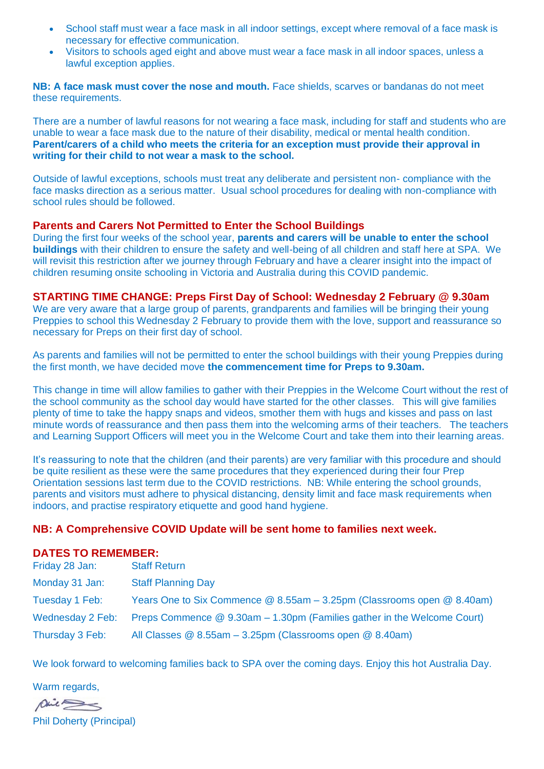- School staff must wear a face mask in all indoor settings, except where removal of a face mask is necessary for effective communication.
- Visitors to schools aged eight and above must wear a face mask in all indoor spaces, unless a lawful exception applies.

**NB: A face mask must cover the nose and mouth.** Face shields, scarves or bandanas do not meet these requirements.

There are a number of lawful reasons for not wearing a face mask, including for staff and students who are unable to wear a face mask due to the nature of their disability, medical or mental health condition. **Parent/carers of a child who meets the criteria for an exception must provide their approval in writing for their child to not wear a mask to the school.**

Outside of lawful exceptions, schools must treat any deliberate and persistent non- compliance with the face masks direction as a serious matter. Usual school procedures for dealing with non-compliance with school rules should be followed.

**Parents and Carers Not Permitted to Enter the School Buildings**

During the first four weeks of the school year, **parents and carers will be unable to enter the school buildings** with their children to ensure the safety and well-being of all children and staff here at SPA. We will revisit this restriction after we journey through February and have a clearer insight into the impact of children resuming onsite schooling in Victoria and Australia during this COVID pandemic.

**STARTING TIME CHANGE: Preps First Day of School: Wednesday 2 February @ 9.30am**

We are very aware that a large group of parents, grandparents and families will be bringing their young Preppies to school this Wednesday 2 February to provide them with the love, support and reassurance so necessary for Preps on their first day of school.

As parents and families will not be permitted to enter the school buildings with their young Preppies during the first month, we have decided move **the commencement time for Preps to 9.30am.**

This change in time will allow families to gather with their Preppies in the Welcome Court without the rest of the school community as the school day would have started for the other classes. This will give families plenty of time to take the happy snaps and videos, smother them with hugs and kisses and pass on last minute words of reassurance and then pass them into the welcoming arms of their teachers. The teachers and Learning Support Officers will meet you in the Welcome Court and take them into their learning areas.

It's reassuring to note that the children (and their parents) are very familiar with this procedure and should be quite resilient as these were the same procedures that they experienced during their four Prep Orientation sessions last term due to the COVID restrictions. NB: While entering the school grounds, parents and visitors must adhere to physical distancing, density limit and face mask requirements when indoors, and practise respiratory etiquette and good hand hygiene.

**NB: A Comprehensive COVID Update will be sent home to families next week.**

**DATES TO REMEMBER:**

| | |
|---|---|
| Friday 28 Jan: | Staff Return |
| Monday 31 Jan: | Staff Planning Day |
| Tuesday 1 Feb: | Years One to Six Commence @ 8.55am – 3.25pm (Classrooms open @ 8.40am) |
| Wednesday 2 Feb: | Preps Commence @ 9.30am – 1.30pm (Families gather in the Welcome Court) |
| Thursday 3 Feb: | All Classes @ 8.55am – 3.25pm (Classrooms open @ 8.40am) |

We look forward to welcoming families back to SPA over the coming days. Enjoy this hot Australia Day.

Warm regards,

Phil Doherty (Principal)